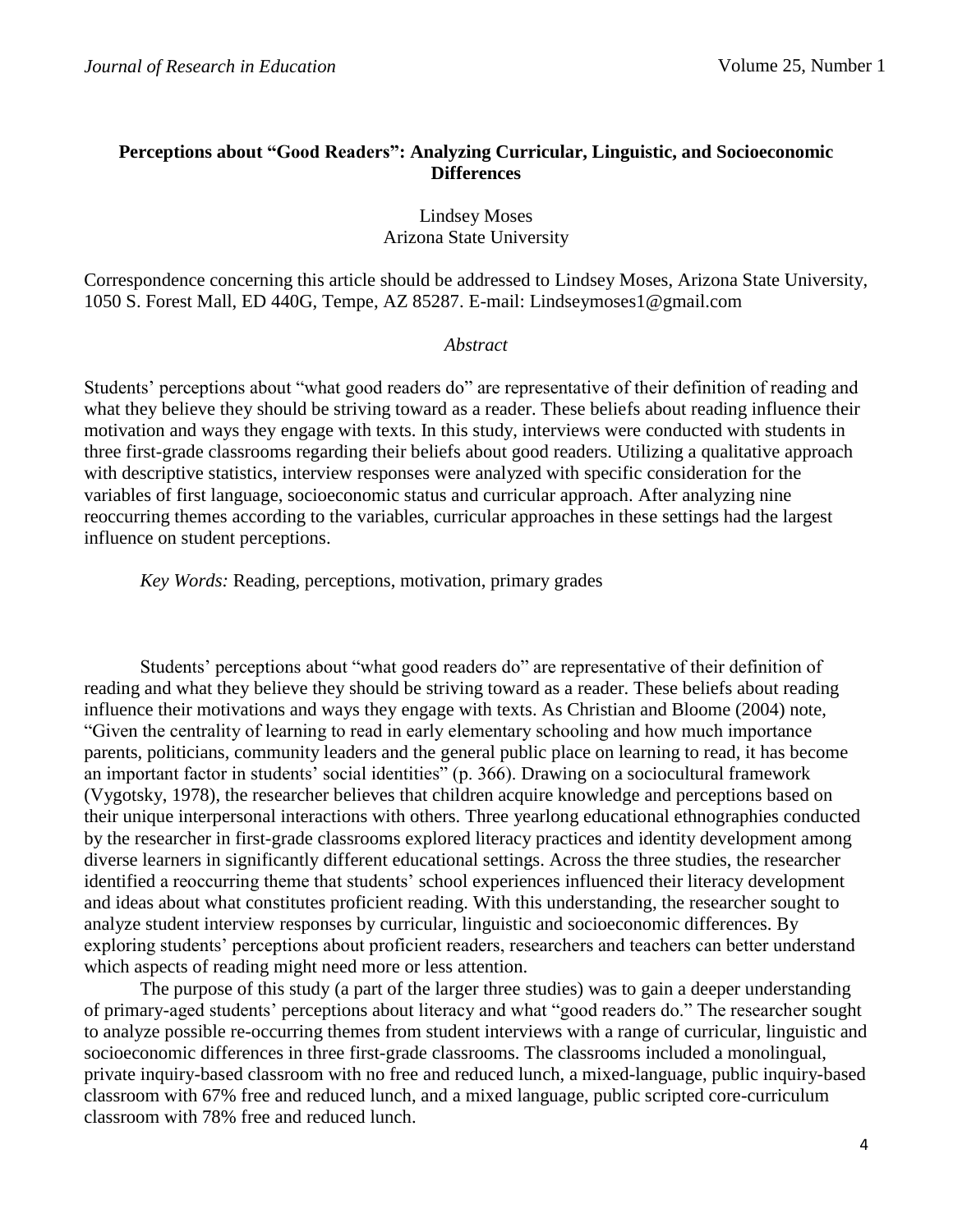# Perceptions about "Good Readers": Analyzing Curricular, Linguistic, and Socioeconomic Differences

Lindsey Moses
Arizona State University

Correspondence concerning this article should be addressed to Lindsey Moses, Arizona State University, 1050 S. Forest Mall, ED 440G, Tempe, AZ 85287. E-mail: Lindseymoses1@gmail.com

*Abstract*

Students' perceptions about "what good readers do" are representative of their definition of reading and what they believe they should be striving toward as a reader. These beliefs about reading influence their motivation and ways they engage with texts. In this study, interviews were conducted with students in three first-grade classrooms regarding their beliefs about good readers. Utilizing a qualitative approach with descriptive statistics, interview responses were analyzed with specific consideration for the variables of first language, socioeconomic status and curricular approach. After analyzing nine reoccurring themes according to the variables, curricular approaches in these settings had the largest influence on student perceptions.

*Key Words:* Reading, perceptions, motivation, primary grades

Students' perceptions about "what good readers do" are representative of their definition of reading and what they believe they should be striving toward as a reader. These beliefs about reading influence their motivations and ways they engage with texts. As Christian and Bloome (2004) note, "Given the centrality of learning to read in early elementary schooling and how much importance parents, politicians, community leaders and the general public place on learning to read, it has become an important factor in students' social identities" (p. 366). Drawing on a sociocultural framework (Vygotsky, 1978), the researcher believes that children acquire knowledge and perceptions based on their unique interpersonal interactions with others. Three yearlong educational ethnographies conducted by the researcher in first-grade classrooms explored literacy practices and identity development among diverse learners in significantly different educational settings. Across the three studies, the researcher identified a reoccurring theme that students' school experiences influenced their literacy development and ideas about what constitutes proficient reading. With this understanding, the researcher sought to analyze student interview responses by curricular, linguistic and socioeconomic differences. By exploring students' perceptions about proficient readers, researchers and teachers can better understand which aspects of reading might need more or less attention.

The purpose of this study (a part of the larger three studies) was to gain a deeper understanding of primary-aged students' perceptions about literacy and what "good readers do." The researcher sought to analyze possible re-occurring themes from student interviews with a range of curricular, linguistic and socioeconomic differences in three first-grade classrooms. The classrooms included a monolingual, private inquiry-based classroom with no free and reduced lunch, a mixed-language, public inquiry-based classroom with 67% free and reduced lunch, and a mixed language, public scripted core-curriculum classroom with 78% free and reduced lunch.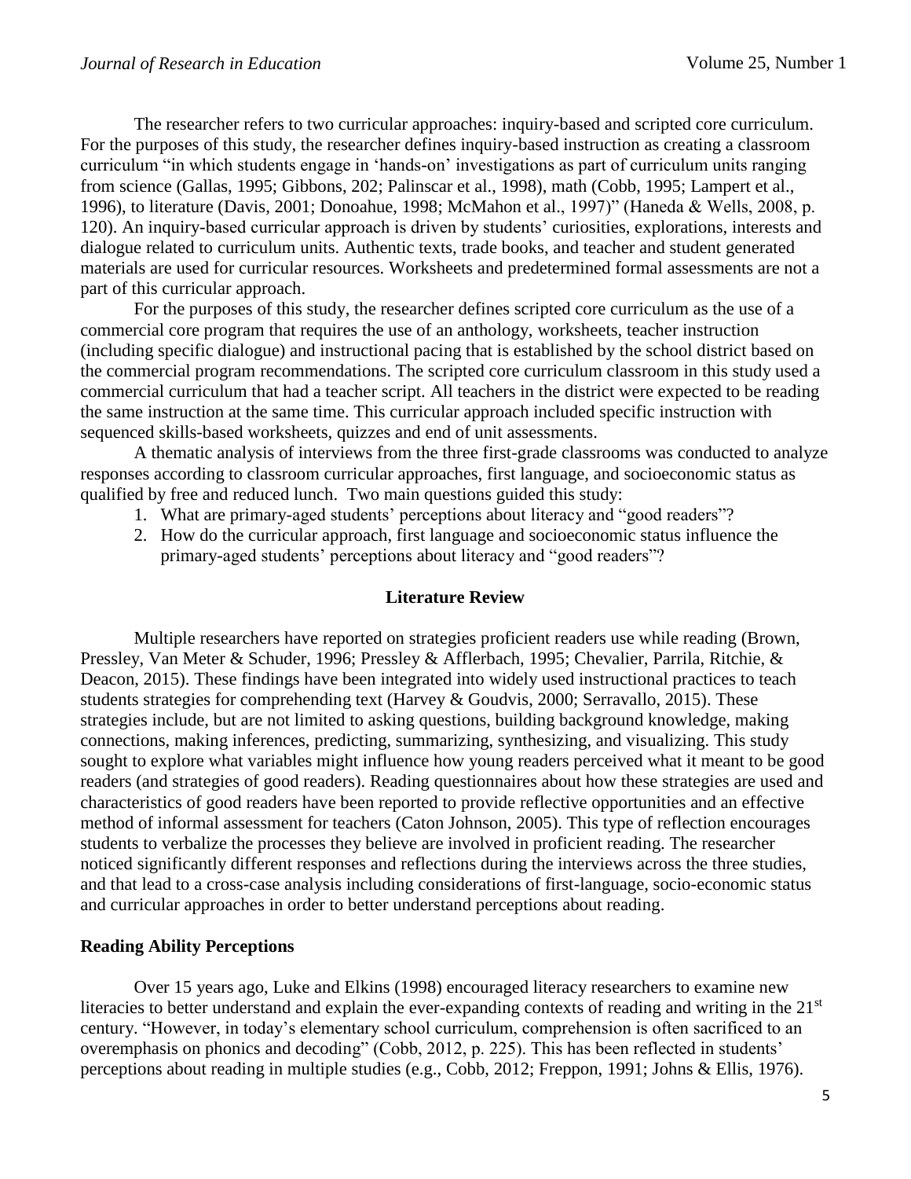The researcher refers to two curricular approaches: inquiry-based and scripted core curriculum. For the purposes of this study, the researcher defines inquiry-based instruction as creating a classroom curriculum "in which students engage in 'hands-on' investigations as part of curriculum units ranging from science (Gallas, 1995; Gibbons, 202; Palinscar et al., 1998), math (Cobb, 1995; Lampert et al., 1996), to literature (Davis, 2001; Donoahue, 1998; McMahon et al., 1997)" (Haneda & Wells, 2008, p. 120). An inquiry-based curricular approach is driven by students' curiosities, explorations, interests and dialogue related to curriculum units. Authentic texts, trade books, and teacher and student generated materials are used for curricular resources. Worksheets and predetermined formal assessments are not a part of this curricular approach.

For the purposes of this study, the researcher defines scripted core curriculum as the use of a commercial core program that requires the use of an anthology, worksheets, teacher instruction (including specific dialogue) and instructional pacing that is established by the school district based on the commercial program recommendations. The scripted core curriculum classroom in this study used a commercial curriculum that had a teacher script. All teachers in the district were expected to be reading the same instruction at the same time. This curricular approach included specific instruction with sequenced skills-based worksheets, quizzes and end of unit assessments.

A thematic analysis of interviews from the three first-grade classrooms was conducted to analyze responses according to classroom curricular approaches, first language, and socioeconomic status as qualified by free and reduced lunch. Two main questions guided this study:

1. What are primary-aged students' perceptions about literacy and "good readers"?
2. How do the curricular approach, first language and socioeconomic status influence the primary-aged students' perceptions about literacy and "good readers"?

## Literature Review

Multiple researchers have reported on strategies proficient readers use while reading (Brown, Pressley, Van Meter & Schuder, 1996; Pressley & Afflerbach, 1995; Chevalier, Parrila, Ritchie, & Deacon, 2015). These findings have been integrated into widely used instructional practices to teach students strategies for comprehending text (Harvey & Goudvis, 2000; Serravallo, 2015). These strategies include, but are not limited to asking questions, building background knowledge, making connections, making inferences, predicting, summarizing, synthesizing, and visualizing. This study sought to explore what variables might influence how young readers perceived what it meant to be good readers (and strategies of good readers). Reading questionnaires about how these strategies are used and characteristics of good readers have been reported to provide reflective opportunities and an effective method of informal assessment for teachers (Caton Johnson, 2005). This type of reflection encourages students to verbalize the processes they believe are involved in proficient reading. The researcher noticed significantly different responses and reflections during the interviews across the three studies, and that lead to a cross-case analysis including considerations of first-language, socio-economic status and curricular approaches in order to better understand perceptions about reading.

### Reading Ability Perceptions

Over 15 years ago, Luke and Elkins (1998) encouraged literacy researchers to examine new literacies to better understand and explain the ever-expanding contexts of reading and writing in the 21st century. "However, in today's elementary school curriculum, comprehension is often sacrificed to an overemphasis on phonics and decoding" (Cobb, 2012, p. 225). This has been reflected in students' perceptions about reading in multiple studies (e.g., Cobb, 2012; Freppon, 1991; Johns & Ellis, 1976).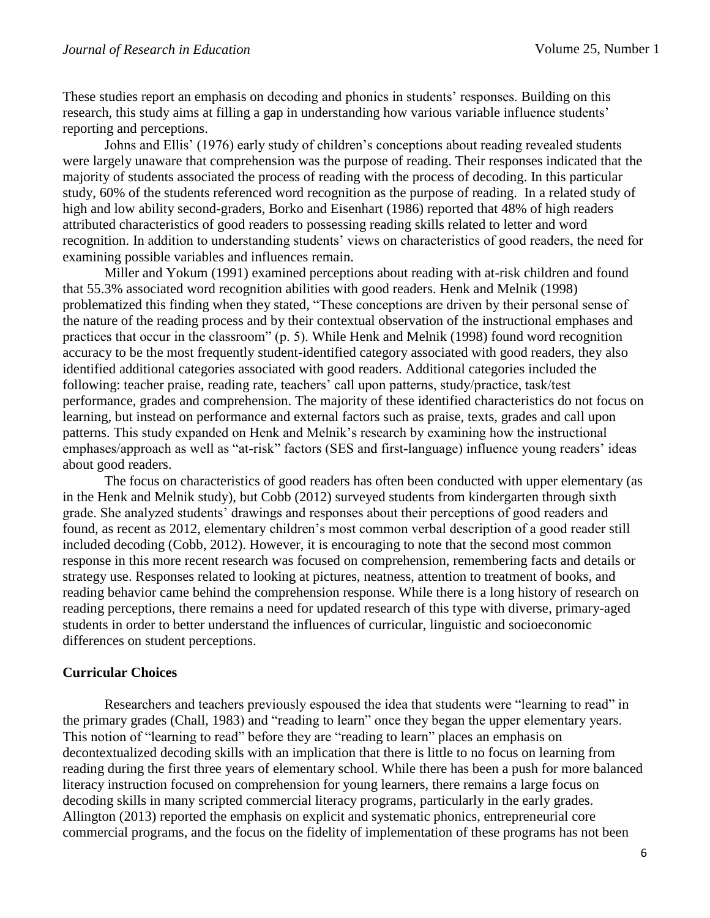These studies report an emphasis on decoding and phonics in students' responses. Building on this research, this study aims at filling a gap in understanding how various variable influence students' reporting and perceptions.

Johns and Ellis' (1976) early study of children's conceptions about reading revealed students were largely unaware that comprehension was the purpose of reading. Their responses indicated that the majority of students associated the process of reading with the process of decoding. In this particular study, 60% of the students referenced word recognition as the purpose of reading. In a related study of high and low ability second-graders, Borko and Eisenhart (1986) reported that 48% of high readers attributed characteristics of good readers to possessing reading skills related to letter and word recognition. In addition to understanding students' views on characteristics of good readers, the need for examining possible variables and influences remain.

Miller and Yokum (1991) examined perceptions about reading with at-risk children and found that 55.3% associated word recognition abilities with good readers. Henk and Melnik (1998) problematized this finding when they stated, "These conceptions are driven by their personal sense of the nature of the reading process and by their contextual observation of the instructional emphases and practices that occur in the classroom" (p. 5). While Henk and Melnik (1998) found word recognition accuracy to be the most frequently student-identified category associated with good readers, they also identified additional categories associated with good readers. Additional categories included the following: teacher praise, reading rate, teachers' call upon patterns, study/practice, task/test performance, grades and comprehension. The majority of these identified characteristics do not focus on learning, but instead on performance and external factors such as praise, texts, grades and call upon patterns. This study expanded on Henk and Melnik's research by examining how the instructional emphases/approach as well as "at-risk" factors (SES and first-language) influence young readers' ideas about good readers.

The focus on characteristics of good readers has often been conducted with upper elementary (as in the Henk and Melnik study), but Cobb (2012) surveyed students from kindergarten through sixth grade. She analyzed students' drawings and responses about their perceptions of good readers and found, as recent as 2012, elementary children's most common verbal description of a good reader still included decoding (Cobb, 2012). However, it is encouraging to note that the second most common response in this more recent research was focused on comprehension, remembering facts and details or strategy use. Responses related to looking at pictures, neatness, attention to treatment of books, and reading behavior came behind the comprehension response. While there is a long history of research on reading perceptions, there remains a need for updated research of this type with diverse, primary-aged students in order to better understand the influences of curricular, linguistic and socioeconomic differences on student perceptions.

## Curricular Choices

Researchers and teachers previously espoused the idea that students were "learning to read" in the primary grades (Chall, 1983) and "reading to learn" once they began the upper elementary years. This notion of "learning to read" before they are "reading to learn" places an emphasis on decontextualized decoding skills with an implication that there is little to no focus on learning from reading during the first three years of elementary school. While there has been a push for more balanced literacy instruction focused on comprehension for young learners, there remains a large focus on decoding skills in many scripted commercial literacy programs, particularly in the early grades. Allington (2013) reported the emphasis on explicit and systematic phonics, entrepreneurial core commercial programs, and the focus on the fidelity of implementation of these programs has not been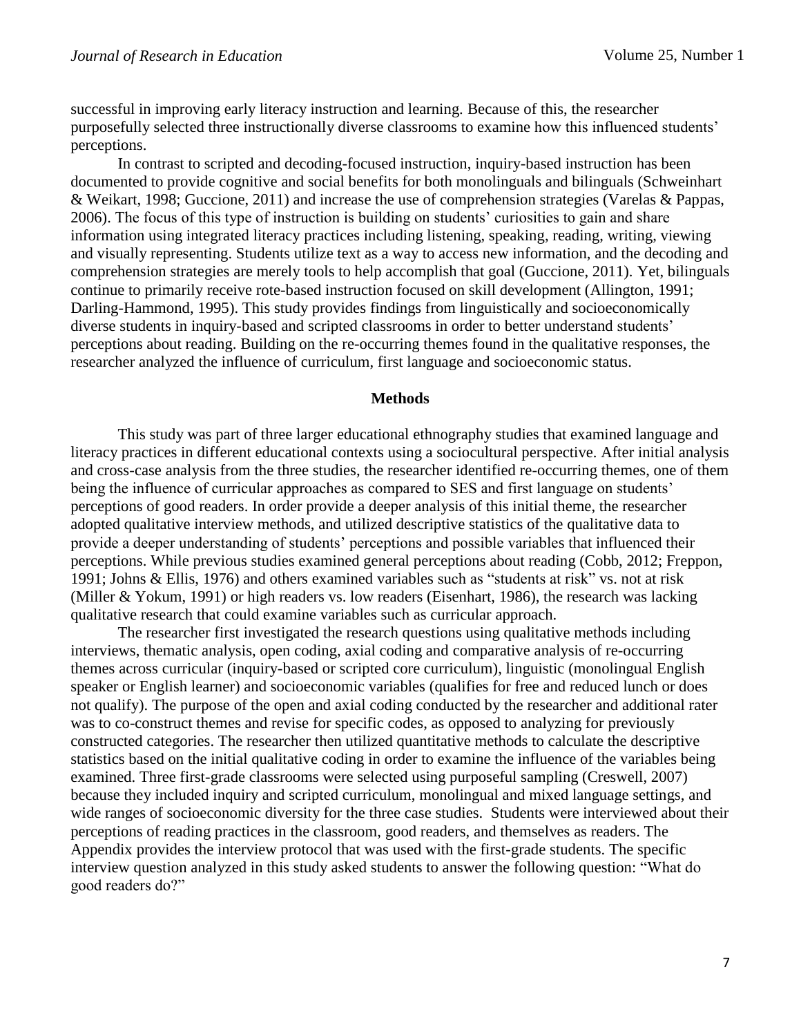successful in improving early literacy instruction and learning. Because of this, the researcher purposefully selected three instructionally diverse classrooms to examine how this influenced students' perceptions.

In contrast to scripted and decoding-focused instruction, inquiry-based instruction has been documented to provide cognitive and social benefits for both monolinguals and bilinguals (Schweinhart & Weikart, 1998; Guccione, 2011) and increase the use of comprehension strategies (Varelas & Pappas, 2006). The focus of this type of instruction is building on students' curiosities to gain and share information using integrated literacy practices including listening, speaking, reading, writing, viewing and visually representing. Students utilize text as a way to access new information, and the decoding and comprehension strategies are merely tools to help accomplish that goal (Guccione, 2011). Yet, bilinguals continue to primarily receive rote-based instruction focused on skill development (Allington, 1991; Darling-Hammond, 1995). This study provides findings from linguistically and socioeconomically diverse students in inquiry-based and scripted classrooms in order to better understand students' perceptions about reading. Building on the re-occurring themes found in the qualitative responses, the researcher analyzed the influence of curriculum, first language and socioeconomic status.

## Methods

This study was part of three larger educational ethnography studies that examined language and literacy practices in different educational contexts using a sociocultural perspective. After initial analysis and cross-case analysis from the three studies, the researcher identified re-occurring themes, one of them being the influence of curricular approaches as compared to SES and first language on students' perceptions of good readers. In order provide a deeper analysis of this initial theme, the researcher adopted qualitative interview methods, and utilized descriptive statistics of the qualitative data to provide a deeper understanding of students' perceptions and possible variables that influenced their perceptions. While previous studies examined general perceptions about reading (Cobb, 2012; Freppon, 1991; Johns & Ellis, 1976) and others examined variables such as "students at risk" vs. not at risk (Miller & Yokum, 1991) or high readers vs. low readers (Eisenhart, 1986), the research was lacking qualitative research that could examine variables such as curricular approach.

The researcher first investigated the research questions using qualitative methods including interviews, thematic analysis, open coding, axial coding and comparative analysis of re-occurring themes across curricular (inquiry-based or scripted core curriculum), linguistic (monolingual English speaker or English learner) and socioeconomic variables (qualifies for free and reduced lunch or does not qualify). The purpose of the open and axial coding conducted by the researcher and additional rater was to co-construct themes and revise for specific codes, as opposed to analyzing for previously constructed categories. The researcher then utilized quantitative methods to calculate the descriptive statistics based on the initial qualitative coding in order to examine the influence of the variables being examined. Three first-grade classrooms were selected using purposeful sampling (Creswell, 2007) because they included inquiry and scripted curriculum, monolingual and mixed language settings, and wide ranges of socioeconomic diversity for the three case studies. Students were interviewed about their perceptions of reading practices in the classroom, good readers, and themselves as readers. The Appendix provides the interview protocol that was used with the first-grade students. The specific interview question analyzed in this study asked students to answer the following question: "What do good readers do?"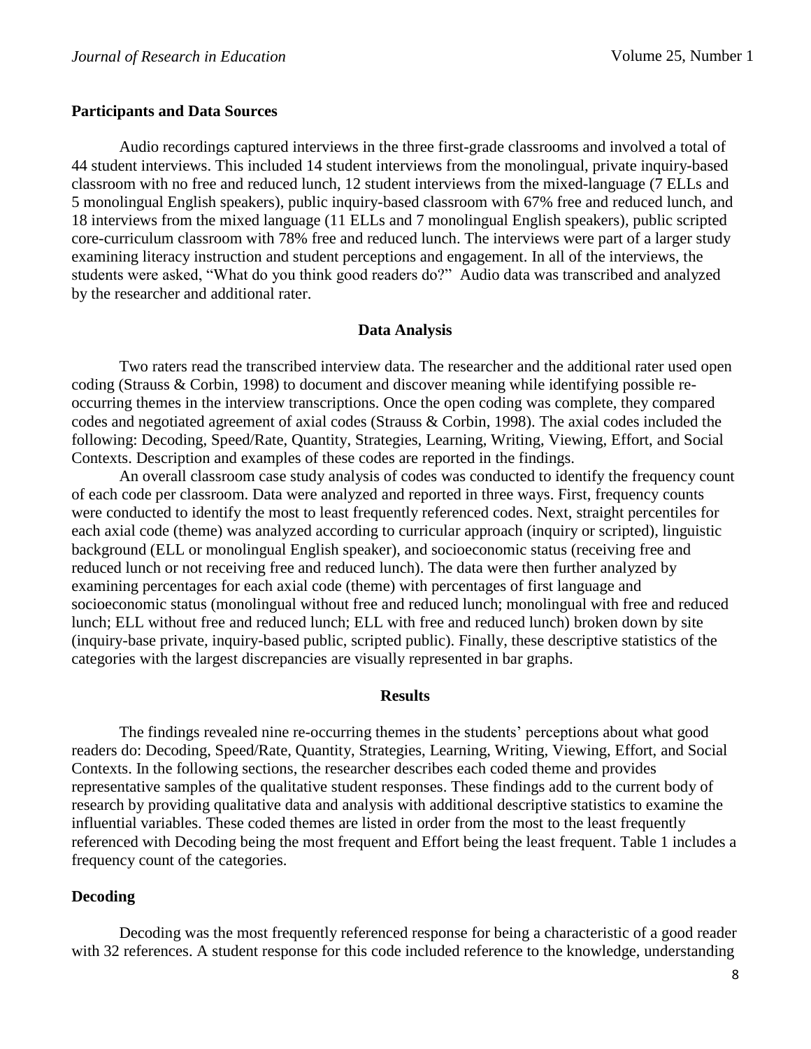## Participants and Data Sources

Audio recordings captured interviews in the three first-grade classrooms and involved a total of 44 student interviews. This included 14 student interviews from the monolingual, private inquiry-based classroom with no free and reduced lunch, 12 student interviews from the mixed-language (7 ELLs and 5 monolingual English speakers), public inquiry-based classroom with 67% free and reduced lunch, and 18 interviews from the mixed language (11 ELLs and 7 monolingual English speakers), public scripted core-curriculum classroom with 78% free and reduced lunch. The interviews were part of a larger study examining literacy instruction and student perceptions and engagement. In all of the interviews, the students were asked, "What do you think good readers do?" Audio data was transcribed and analyzed by the researcher and additional rater.

## Data Analysis

Two raters read the transcribed interview data. The researcher and the additional rater used open coding (Strauss & Corbin, 1998) to document and discover meaning while identifying possible re-occurring themes in the interview transcriptions. Once the open coding was complete, they compared codes and negotiated agreement of axial codes (Strauss & Corbin, 1998). The axial codes included the following: Decoding, Speed/Rate, Quantity, Strategies, Learning, Writing, Viewing, Effort, and Social Contexts. Description and examples of these codes are reported in the findings.

An overall classroom case study analysis of codes was conducted to identify the frequency count of each code per classroom. Data were analyzed and reported in three ways. First, frequency counts were conducted to identify the most to least frequently referenced codes. Next, straight percentiles for each axial code (theme) was analyzed according to curricular approach (inquiry or scripted), linguistic background (ELL or monolingual English speaker), and socioeconomic status (receiving free and reduced lunch or not receiving free and reduced lunch). The data were then further analyzed by examining percentages for each axial code (theme) with percentages of first language and socioeconomic status (monolingual without free and reduced lunch; monolingual with free and reduced lunch; ELL without free and reduced lunch; ELL with free and reduced lunch) broken down by site (inquiry-base private, inquiry-based public, scripted public). Finally, these descriptive statistics of the categories with the largest discrepancies are visually represented in bar graphs.

## Results

The findings revealed nine re-occurring themes in the students' perceptions about what good readers do: Decoding, Speed/Rate, Quantity, Strategies, Learning, Writing, Viewing, Effort, and Social Contexts. In the following sections, the researcher describes each coded theme and provides representative samples of the qualitative student responses. These findings add to the current body of research by providing qualitative data and analysis with additional descriptive statistics to examine the influential variables. These coded themes are listed in order from the most to the least frequently referenced with Decoding being the most frequent and Effort being the least frequent. Table 1 includes a frequency count of the categories.

### Decoding

Decoding was the most frequently referenced response for being a characteristic of a good reader with 32 references. A student response for this code included reference to the knowledge, understanding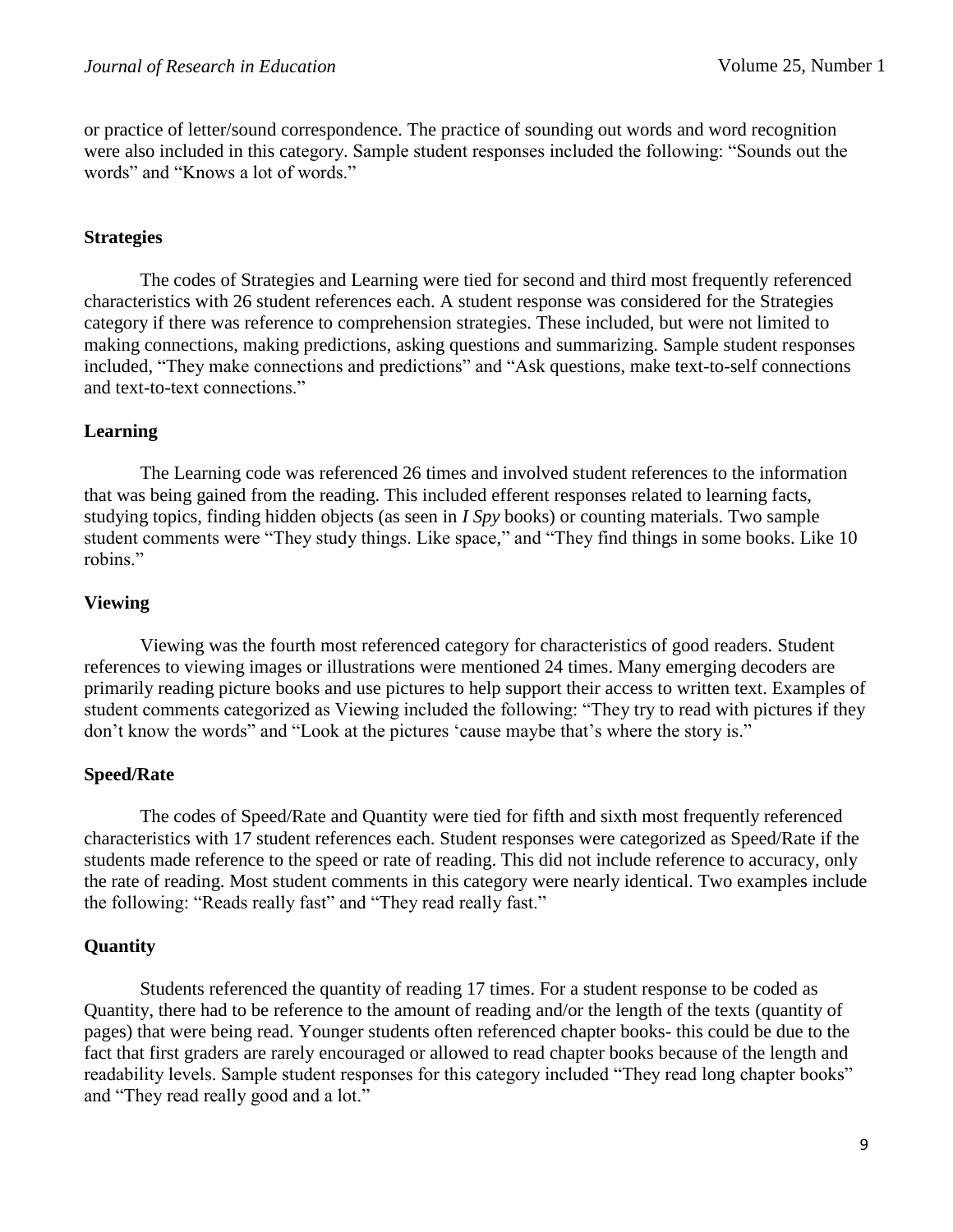or practice of letter/sound correspondence. The practice of sounding out words and word recognition were also included in this category. Sample student responses included the following: "Sounds out the words" and "Knows a lot of words."

### Strategies

The codes of Strategies and Learning were tied for second and third most frequently referenced characteristics with 26 student references each. A student response was considered for the Strategies category if there was reference to comprehension strategies. These included, but were not limited to making connections, making predictions, asking questions and summarizing. Sample student responses included, "They make connections and predictions" and "Ask questions, make text-to-self connections and text-to-text connections."

### Learning

The Learning code was referenced 26 times and involved student references to the information that was being gained from the reading. This included efferent responses related to learning facts, studying topics, finding hidden objects (as seen in *I Spy* books) or counting materials. Two sample student comments were "They study things. Like space," and "They find things in some books. Like 10 robins."

### Viewing

Viewing was the fourth most referenced category for characteristics of good readers. Student references to viewing images or illustrations were mentioned 24 times. Many emerging decoders are primarily reading picture books and use pictures to help support their access to written text. Examples of student comments categorized as Viewing included the following: "They try to read with pictures if they don't know the words" and "Look at the pictures 'cause maybe that's where the story is."

### Speed/Rate

The codes of Speed/Rate and Quantity were tied for fifth and sixth most frequently referenced characteristics with 17 student references each. Student responses were categorized as Speed/Rate if the students made reference to the speed or rate of reading. This did not include reference to accuracy, only the rate of reading. Most student comments in this category were nearly identical. Two examples include the following: "Reads really fast" and "They read really fast."

### Quantity

Students referenced the quantity of reading 17 times. For a student response to be coded as Quantity, there had to be reference to the amount of reading and/or the length of the texts (quantity of pages) that were being read. Younger students often referenced chapter books- this could be due to the fact that first graders are rarely encouraged or allowed to read chapter books because of the length and readability levels. Sample student responses for this category included "They read long chapter books" and "They read really good and a lot."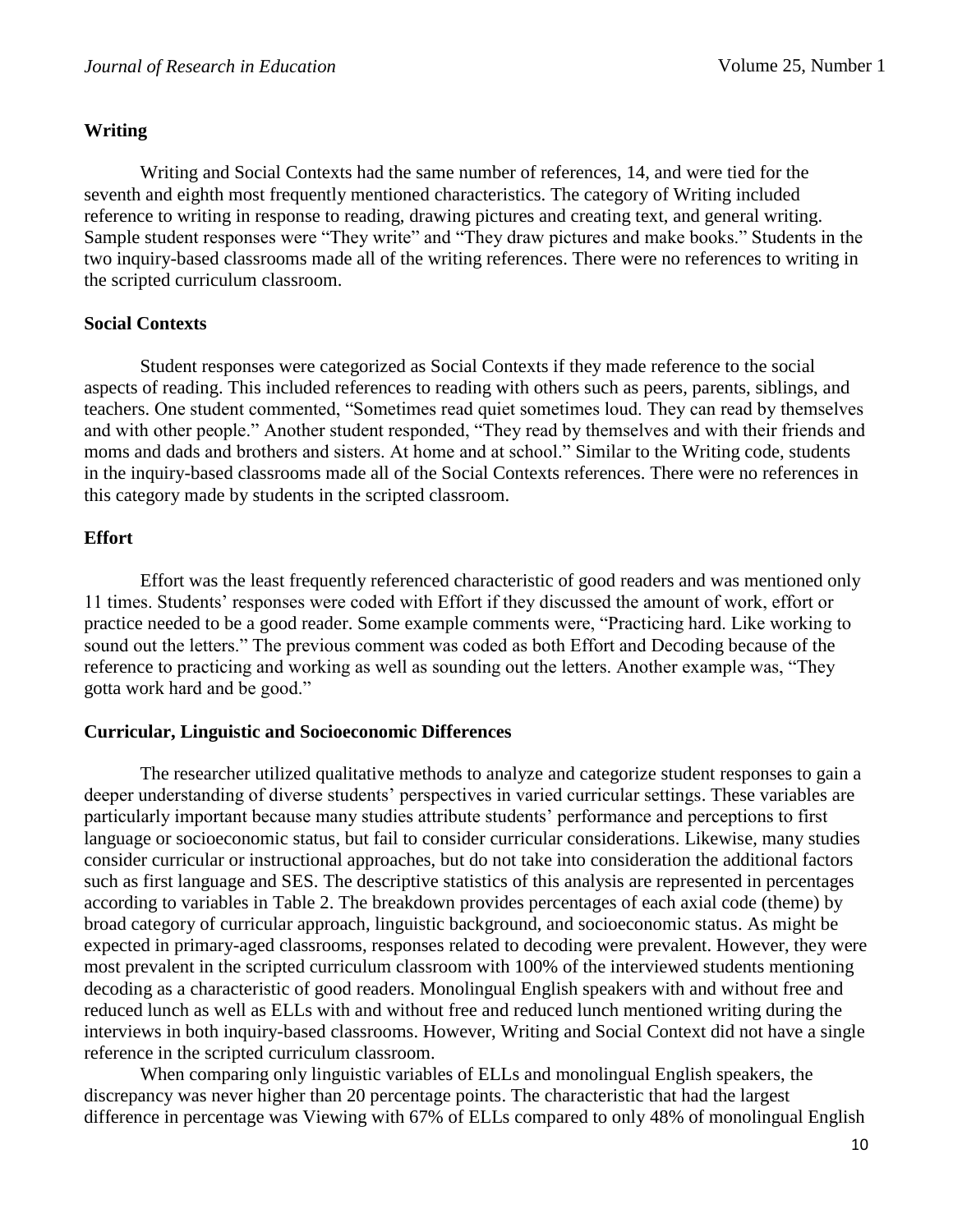## Writing

Writing and Social Contexts had the same number of references, 14, and were tied for the seventh and eighth most frequently mentioned characteristics. The category of Writing included reference to writing in response to reading, drawing pictures and creating text, and general writing. Sample student responses were "They write" and "They draw pictures and make books." Students in the two inquiry-based classrooms made all of the writing references. There were no references to writing in the scripted curriculum classroom.

## Social Contexts

Student responses were categorized as Social Contexts if they made reference to the social aspects of reading. This included references to reading with others such as peers, parents, siblings, and teachers. One student commented, "Sometimes read quiet sometimes loud. They can read by themselves and with other people." Another student responded, "They read by themselves and with their friends and moms and dads and brothers and sisters. At home and at school." Similar to the Writing code, students in the inquiry-based classrooms made all of the Social Contexts references. There were no references in this category made by students in the scripted classroom.

## Effort

Effort was the least frequently referenced characteristic of good readers and was mentioned only 11 times. Students' responses were coded with Effort if they discussed the amount of work, effort or practice needed to be a good reader. Some example comments were, "Practicing hard. Like working to sound out the letters." The previous comment was coded as both Effort and Decoding because of the reference to practicing and working as well as sounding out the letters. Another example was, "They gotta work hard and be good."

## Curricular, Linguistic and Socioeconomic Differences

The researcher utilized qualitative methods to analyze and categorize student responses to gain a deeper understanding of diverse students' perspectives in varied curricular settings. These variables are particularly important because many studies attribute students' performance and perceptions to first language or socioeconomic status, but fail to consider curricular considerations. Likewise, many studies consider curricular or instructional approaches, but do not take into consideration the additional factors such as first language and SES. The descriptive statistics of this analysis are represented in percentages according to variables in Table 2. The breakdown provides percentages of each axial code (theme) by broad category of curricular approach, linguistic background, and socioeconomic status. As might be expected in primary-aged classrooms, responses related to decoding were prevalent. However, they were most prevalent in the scripted curriculum classroom with 100% of the interviewed students mentioning decoding as a characteristic of good readers. Monolingual English speakers with and without free and reduced lunch as well as ELLs with and without free and reduced lunch mentioned writing during the interviews in both inquiry-based classrooms. However, Writing and Social Context did not have a single reference in the scripted curriculum classroom.

When comparing only linguistic variables of ELLs and monolingual English speakers, the discrepancy was never higher than 20 percentage points. The characteristic that had the largest difference in percentage was Viewing with 67% of ELLs compared to only 48% of monolingual English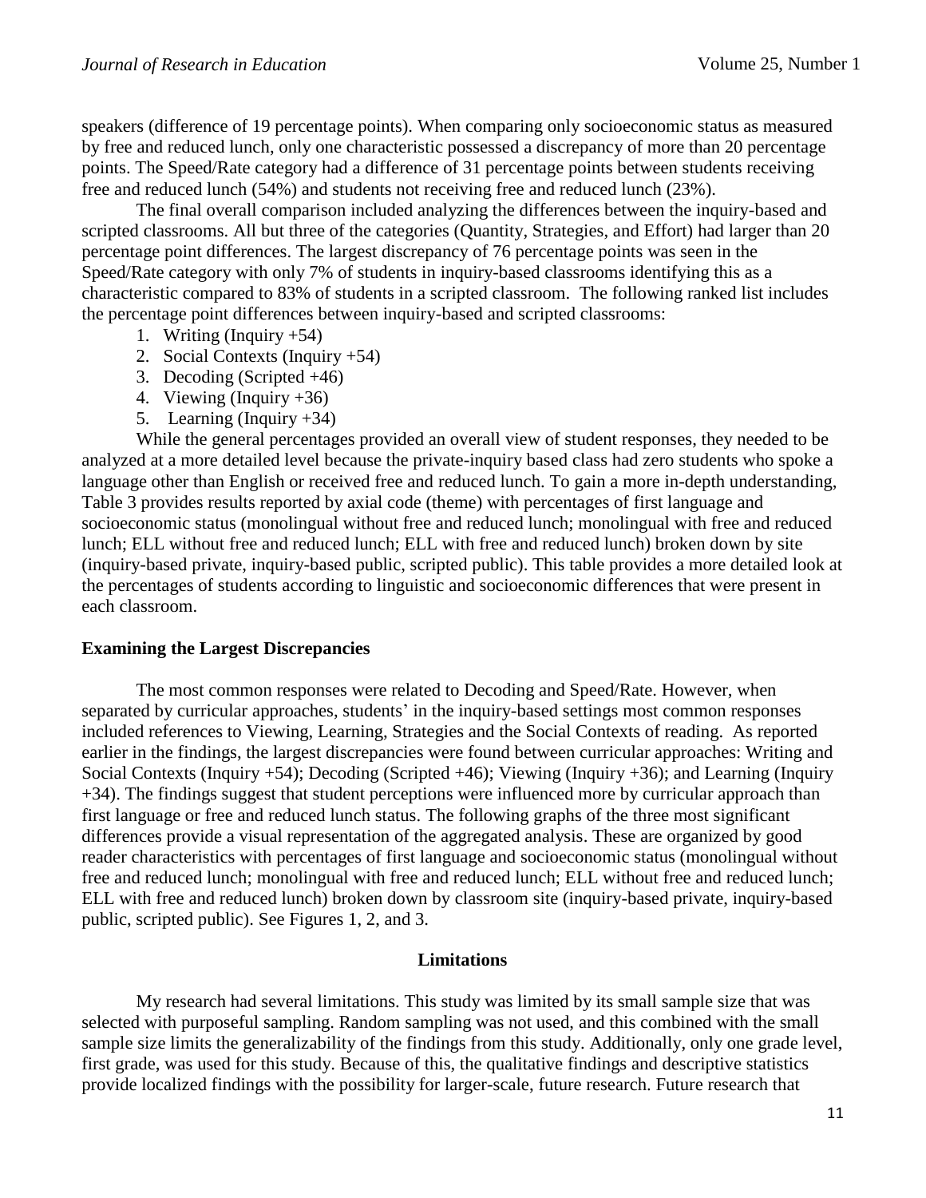speakers (difference of 19 percentage points). When comparing only socioeconomic status as measured by free and reduced lunch, only one characteristic possessed a discrepancy of more than 20 percentage points. The Speed/Rate category had a difference of 31 percentage points between students receiving free and reduced lunch (54%) and students not receiving free and reduced lunch (23%).

The final overall comparison included analyzing the differences between the inquiry-based and scripted classrooms. All but three of the categories (Quantity, Strategies, and Effort) had larger than 20 percentage point differences. The largest discrepancy of 76 percentage points was seen in the Speed/Rate category with only 7% of students in inquiry-based classrooms identifying this as a characteristic compared to 83% of students in a scripted classroom. The following ranked list includes the percentage point differences between inquiry-based and scripted classrooms:

1. Writing (Inquiry +54)
2. Social Contexts (Inquiry +54)
3. Decoding (Scripted +46)
4. Viewing (Inquiry +36)
5. Learning (Inquiry +34)

While the general percentages provided an overall view of student responses, they needed to be analyzed at a more detailed level because the private-inquiry based class had zero students who spoke a language other than English or received free and reduced lunch. To gain a more in-depth understanding, Table 3 provides results reported by axial code (theme) with percentages of first language and socioeconomic status (monolingual without free and reduced lunch; monolingual with free and reduced lunch; ELL without free and reduced lunch; ELL with free and reduced lunch) broken down by site (inquiry-based private, inquiry-based public, scripted public). This table provides a more detailed look at the percentages of students according to linguistic and socioeconomic differences that were present in each classroom.

**Examining the Largest Discrepancies**

The most common responses were related to Decoding and Speed/Rate. However, when separated by curricular approaches, students' in the inquiry-based settings most common responses included references to Viewing, Learning, Strategies and the Social Contexts of reading. As reported earlier in the findings, the largest discrepancies were found between curricular approaches: Writing and Social Contexts (Inquiry +54); Decoding (Scripted +46); Viewing (Inquiry +36); and Learning (Inquiry +34). The findings suggest that student perceptions were influenced more by curricular approach than first language or free and reduced lunch status. The following graphs of the three most significant differences provide a visual representation of the aggregated analysis. These are organized by good reader characteristics with percentages of first language and socioeconomic status (monolingual without free and reduced lunch; monolingual with free and reduced lunch; ELL without free and reduced lunch; ELL with free and reduced lunch) broken down by classroom site (inquiry-based private, inquiry-based public, scripted public). See Figures 1, 2, and 3.

## Limitations

My research had several limitations. This study was limited by its small sample size that was selected with purposeful sampling. Random sampling was not used, and this combined with the small sample size limits the generalizability of the findings from this study. Additionally, only one grade level, first grade, was used for this study. Because of this, the qualitative findings and descriptive statistics provide localized findings with the possibility for larger-scale, future research. Future research that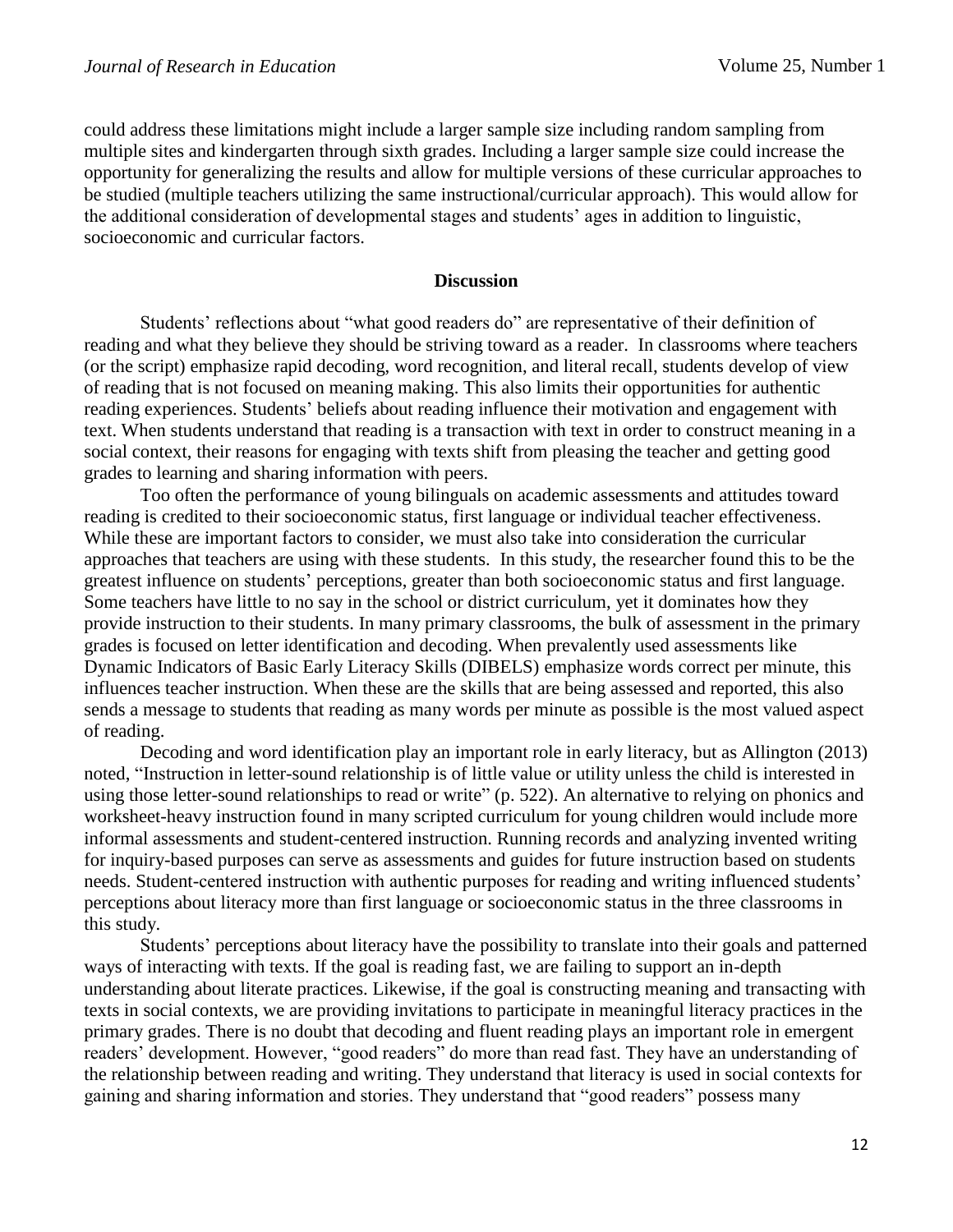could address these limitations might include a larger sample size including random sampling from multiple sites and kindergarten through sixth grades. Including a larger sample size could increase the opportunity for generalizing the results and allow for multiple versions of these curricular approaches to be studied (multiple teachers utilizing the same instructional/curricular approach). This would allow for the additional consideration of developmental stages and students' ages in addition to linguistic, socioeconomic and curricular factors.

## Discussion

Students' reflections about "what good readers do" are representative of their definition of reading and what they believe they should be striving toward as a reader. In classrooms where teachers (or the script) emphasize rapid decoding, word recognition, and literal recall, students develop of view of reading that is not focused on meaning making. This also limits their opportunities for authentic reading experiences. Students' beliefs about reading influence their motivation and engagement with text. When students understand that reading is a transaction with text in order to construct meaning in a social context, their reasons for engaging with texts shift from pleasing the teacher and getting good grades to learning and sharing information with peers.

Too often the performance of young bilinguals on academic assessments and attitudes toward reading is credited to their socioeconomic status, first language or individual teacher effectiveness. While these are important factors to consider, we must also take into consideration the curricular approaches that teachers are using with these students. In this study, the researcher found this to be the greatest influence on students' perceptions, greater than both socioeconomic status and first language. Some teachers have little to no say in the school or district curriculum, yet it dominates how they provide instruction to their students. In many primary classrooms, the bulk of assessment in the primary grades is focused on letter identification and decoding. When prevalently used assessments like Dynamic Indicators of Basic Early Literacy Skills (DIBELS) emphasize words correct per minute, this influences teacher instruction. When these are the skills that are being assessed and reported, this also sends a message to students that reading as many words per minute as possible is the most valued aspect of reading.

Decoding and word identification play an important role in early literacy, but as Allington (2013) noted, "Instruction in letter-sound relationship is of little value or utility unless the child is interested in using those letter-sound relationships to read or write" (p. 522). An alternative to relying on phonics and worksheet-heavy instruction found in many scripted curriculum for young children would include more informal assessments and student-centered instruction. Running records and analyzing invented writing for inquiry-based purposes can serve as assessments and guides for future instruction based on students needs. Student-centered instruction with authentic purposes for reading and writing influenced students' perceptions about literacy more than first language or socioeconomic status in the three classrooms in this study.

Students' perceptions about literacy have the possibility to translate into their goals and patterned ways of interacting with texts. If the goal is reading fast, we are failing to support an in-depth understanding about literate practices. Likewise, if the goal is constructing meaning and transacting with texts in social contexts, we are providing invitations to participate in meaningful literacy practices in the primary grades. There is no doubt that decoding and fluent reading plays an important role in emergent readers' development. However, "good readers" do more than read fast. They have an understanding of the relationship between reading and writing. They understand that literacy is used in social contexts for gaining and sharing information and stories. They understand that "good readers" possess many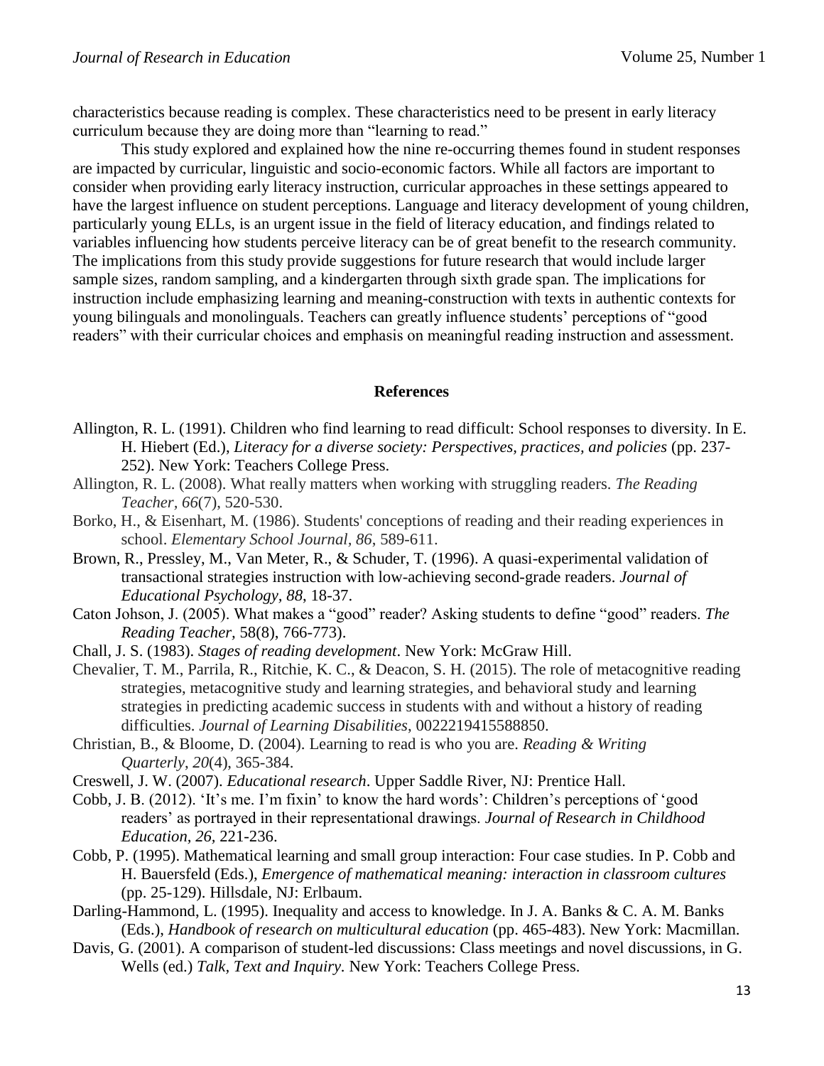characteristics because reading is complex. These characteristics need to be present in early literacy curriculum because they are doing more than "learning to read."

This study explored and explained how the nine re-occurring themes found in student responses are impacted by curricular, linguistic and socio-economic factors. While all factors are important to consider when providing early literacy instruction, curricular approaches in these settings appeared to have the largest influence on student perceptions. Language and literacy development of young children, particularly young ELLs, is an urgent issue in the field of literacy education, and findings related to variables influencing how students perceive literacy can be of great benefit to the research community. The implications from this study provide suggestions for future research that would include larger sample sizes, random sampling, and a kindergarten through sixth grade span. The implications for instruction include emphasizing learning and meaning-construction with texts in authentic contexts for young bilinguals and monolinguals. Teachers can greatly influence students' perceptions of "good readers" with their curricular choices and emphasis on meaningful reading instruction and assessment.

## References

Allington, R. L. (1991). Children who find learning to read difficult: School responses to diversity. In E. H. Hiebert (Ed.), *Literacy for a diverse society: Perspectives, practices, and policies* (pp. 237-252). New York: Teachers College Press.

Allington, R. L. (2008). What really matters when working with struggling readers. *The Reading Teacher, 66*(7), 520-530.

Borko, H., & Eisenhart, M. (1986). Students' conceptions of reading and their reading experiences in school. *Elementary School Journal, 86*, 589-611.

Brown, R., Pressley, M., Van Meter, R., & Schuder, T. (1996). A quasi-experimental validation of transactional strategies instruction with low-achieving second-grade readers. *Journal of Educational Psychology, 88*, 18-37.

Caton Johson, J. (2005). What makes a "good" reader? Asking students to define "good" readers. *The Reading Teacher,* 58(8), 766-773).

Chall, J. S. (1983). *Stages of reading development*. New York: McGraw Hill.

Chevalier, T. M., Parrila, R., Ritchie, K. C., & Deacon, S. H. (2015). The role of metacognitive reading strategies, metacognitive study and learning strategies, and behavioral study and learning strategies in predicting academic success in students with and without a history of reading difficulties. *Journal of Learning Disabilities*, 0022219415588850.

Christian, B., & Bloome, D. (2004). Learning to read is who you are. *Reading & Writing Quarterly, 20*(4), 365-384.

Creswell, J. W. (2007). *Educational research*. Upper Saddle River, NJ: Prentice Hall.

Cobb, J. B. (2012). 'It's me. I'm fixin' to know the hard words': Children's perceptions of 'good readers' as portrayed in their representational drawings. *Journal of Research in Childhood Education, 26*, 221-236.

Cobb, P. (1995). Mathematical learning and small group interaction: Four case studies. In P. Cobb and H. Bauersfeld (Eds.), *Emergence of mathematical meaning: interaction in classroom cultures* (pp. 25-129). Hillsdale, NJ: Erlbaum.

Darling-Hammond, L. (1995). Inequality and access to knowledge. In J. A. Banks & C. A. M. Banks (Eds.), *Handbook of research on multicultural education* (pp. 465-483). New York: Macmillan.

Davis, G. (2001). A comparison of student-led discussions: Class meetings and novel discussions, in G. Wells (ed.) *Talk, Text and Inquiry*. New York: Teachers College Press.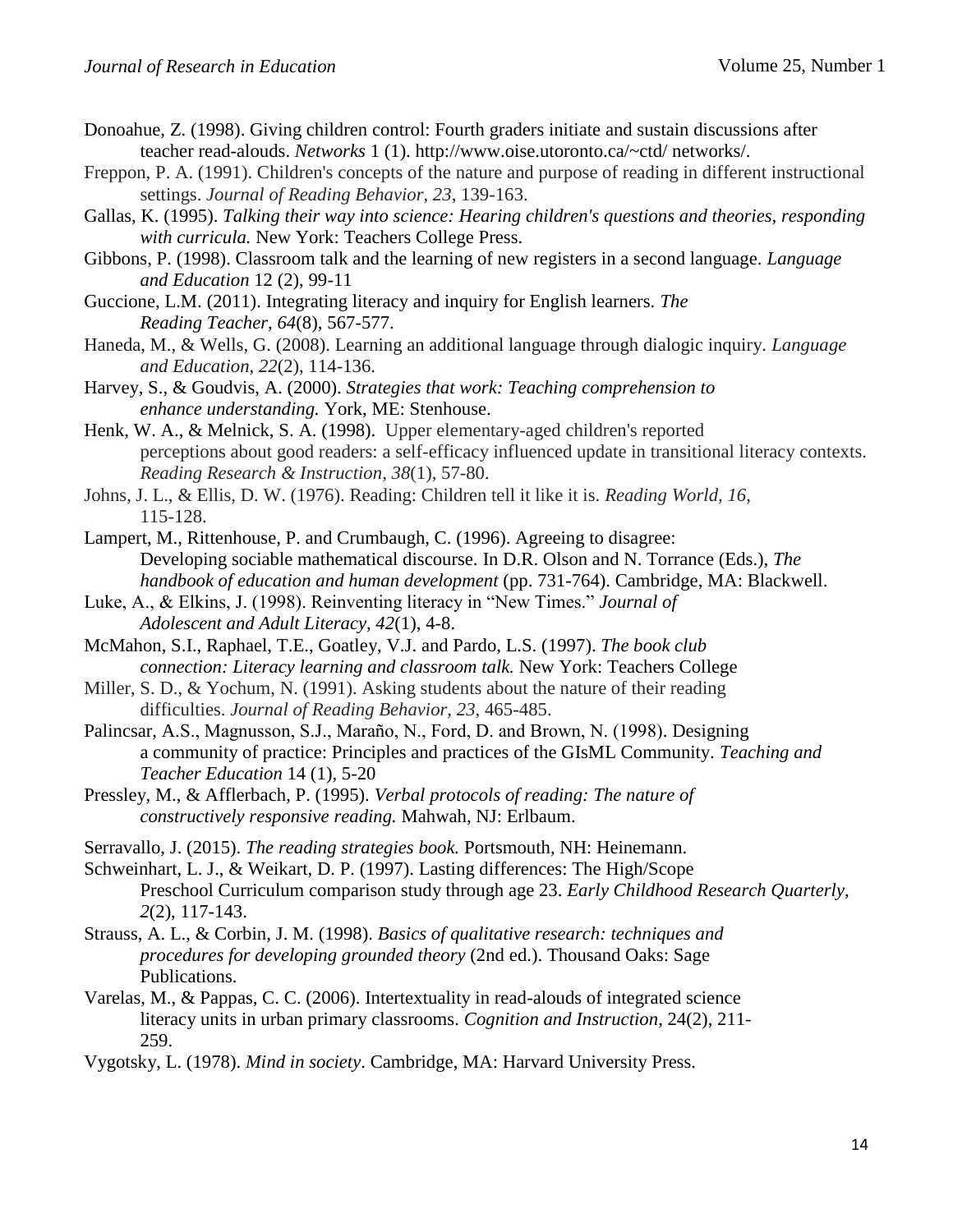Donoahue, Z. (1998). Giving children control: Fourth graders initiate and sustain discussions after teacher read-alouds. *Networks* 1 (1). http://www.oise.utoronto.ca/~ctd/ networks/.

Freppon, P. A. (1991). Children's concepts of the nature and purpose of reading in different instructional settings. *Journal of Reading Behavior, 23*, 139-163.

Gallas, K. (1995). *Talking their way into science: Hearing children's questions and theories, responding with curricula.* New York: Teachers College Press.

Gibbons, P. (1998). Classroom talk and the learning of new registers in a second language. *Language and Education* 12 (2), 99-11

Guccione, L.M. (2011). Integrating literacy and inquiry for English learners. *The Reading Teacher*, *64*(8), 567-577.

Haneda, M., & Wells, G. (2008). Learning an additional language through dialogic inquiry. *Language and Education*, *22*(2), 114-136.

Harvey, S., & Goudvis, A. (2000). *Strategies that work: Teaching comprehension to enhance understanding.* York, ME: Stenhouse.

Henk, W. A., & Melnick, S. A. (1998). Upper elementary-aged children's reported perceptions about good readers: a self-efficacy influenced update in transitional literacy contexts. *Reading Research & Instruction*, *38*(1), 57-80.

Johns, J. L., & Ellis, D. W. (1976). Reading: Children tell it like it is. *Reading World*, *16*, 115-128.

Lampert, M., Rittenhouse, P. and Crumbaugh, C. (1996). Agreeing to disagree: Developing sociable mathematical discourse. In D.R. Olson and N. Torrance (Eds.), *The handbook of education and human development* (pp. 731-764). Cambridge, MA: Blackwell.

Luke, A., & Elkins, J. (1998). Reinventing literacy in "New Times." *Journal of Adolescent and Adult Literacy*, *42*(1), 4-8.

McMahon, S.I., Raphael, T.E., Goatley, V.J. and Pardo, L.S. (1997). *The book club connection: Literacy learning and classroom talk.* New York: Teachers College

Miller, S. D., & Yochum, N. (1991). Asking students about the nature of their reading difficulties. *Journal of Reading Behavior*, *23*, 465-485.

Palincsar, A.S., Magnusson, S.J., Maraño, N., Ford, D. and Brown, N. (1998). Designing a community of practice: Principles and practices of the GIsML Community. *Teaching and Teacher Education* 14 (1), 5-20

Pressley, M., & Afflerbach, P. (1995). *Verbal protocols of reading: The nature of constructively responsive reading.* Mahwah, NJ: Erlbaum.

Serravallo, J. (2015). *The reading strategies book.* Portsmouth, NH: Heinemann.

Schweinhart, L. J., & Weikart, D. P. (1997). Lasting differences: The High/Scope Preschool Curriculum comparison study through age 23. *Early Childhood Research Quarterly, 2*(2), 117-143.

Strauss, A. L., & Corbin, J. M. (1998). *Basics of qualitative research: techniques and procedures for developing grounded theory* (2nd ed.). Thousand Oaks: Sage Publications.

Varelas, M., & Pappas, C. C. (2006). Intertextuality in read-alouds of integrated science literacy units in urban primary classrooms. *Cognition and Instruction*, 24(2), 211-259.

Vygotsky, L. (1978). *Mind in society*. Cambridge, MA: Harvard University Press.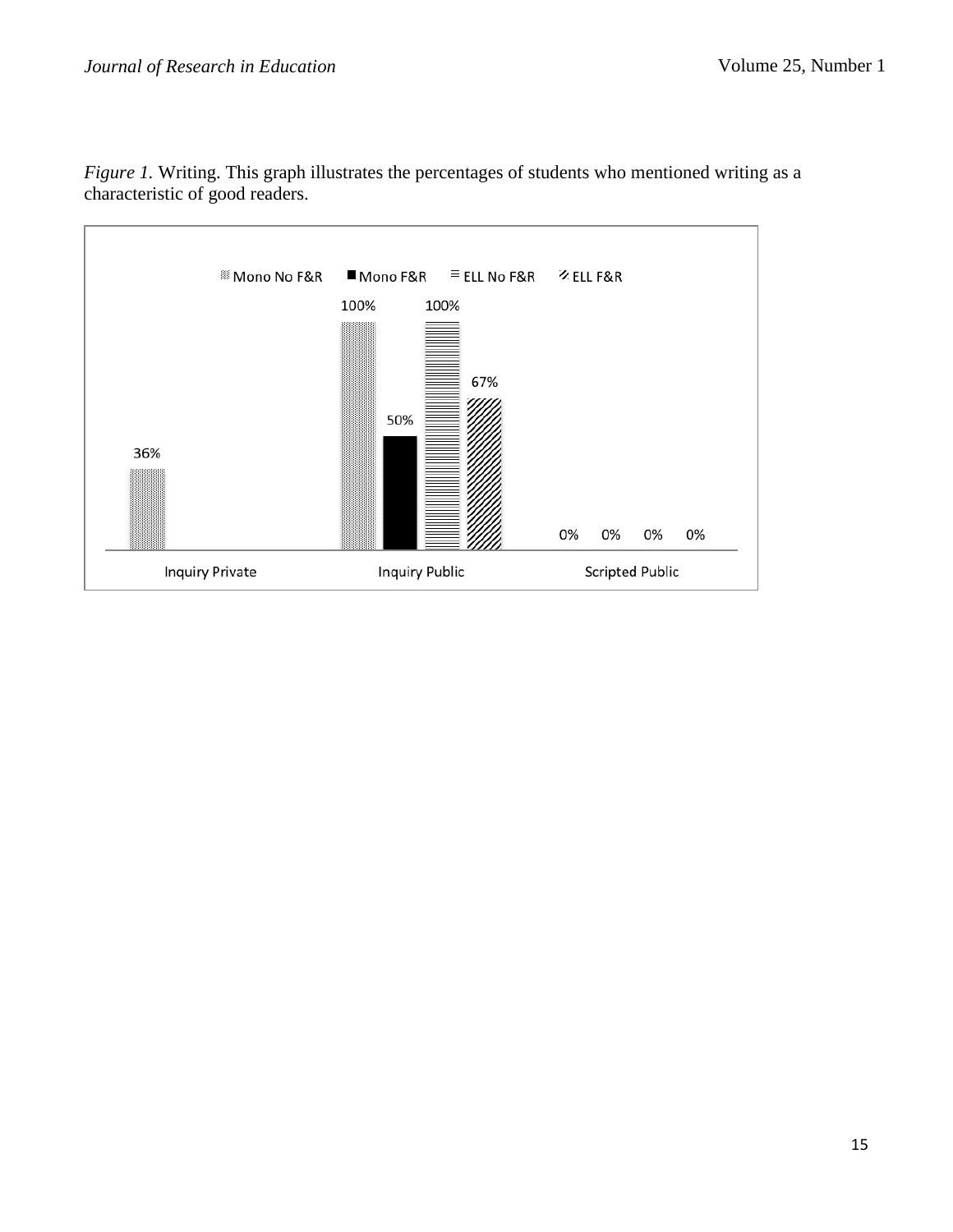*Figure 1.* Writing. This graph illustrates the percentages of students who mentioned writing as a characteristic of good readers.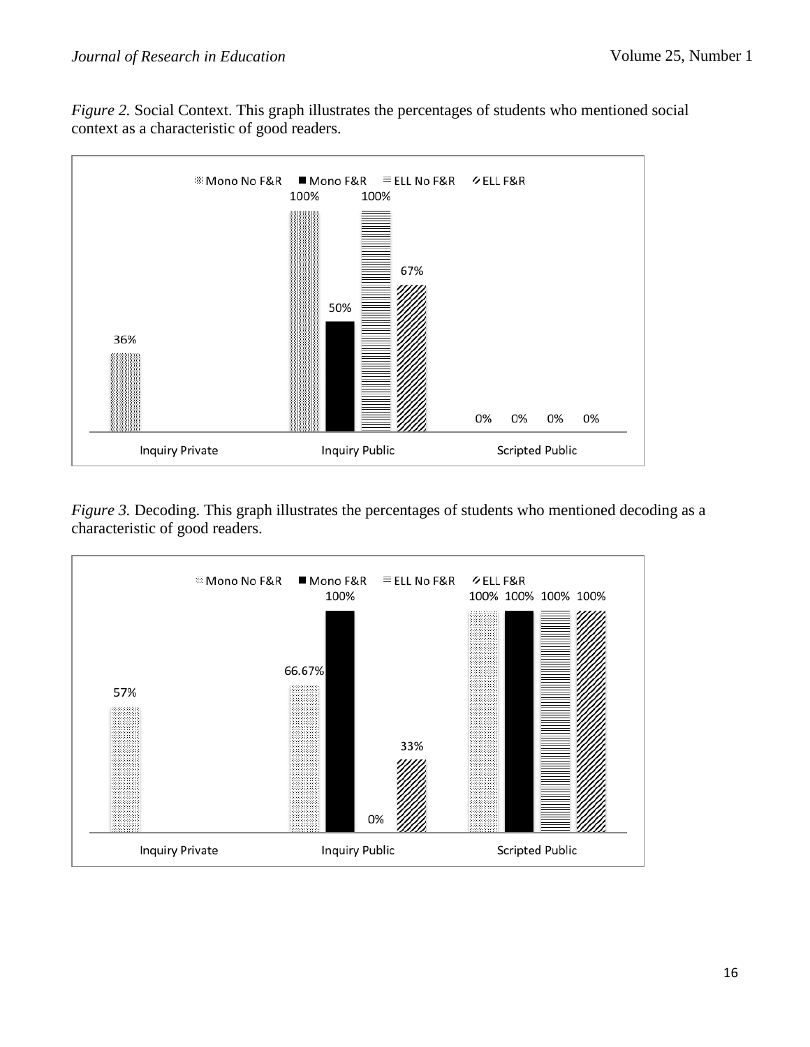*Figure 2.* Social Context. This graph illustrates the percentages of students who mentioned social context as a characteristic of good readers.

*Figure 3.* Decoding. This graph illustrates the percentages of students who mentioned decoding as a characteristic of good readers.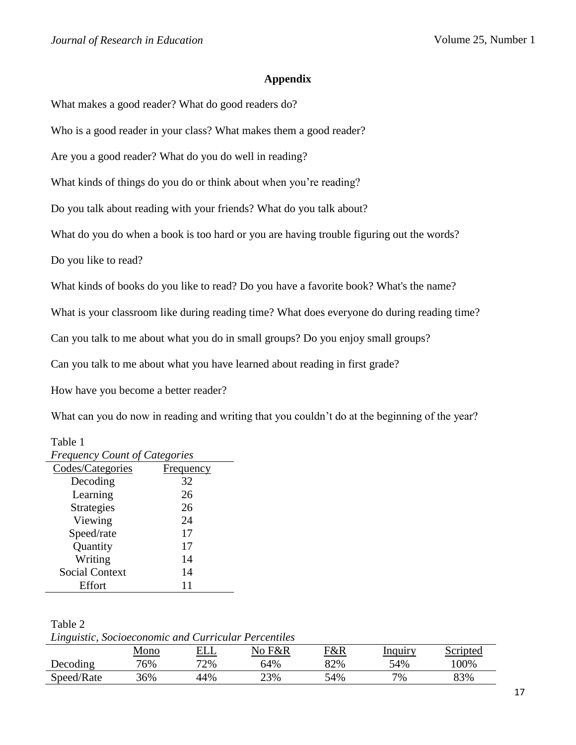## Appendix

What makes a good reader? What do good readers do?

Who is a good reader in your class? What makes them a good reader?

Are you a good reader? What do you do well in reading?

What kinds of things do you do or think about when you're reading?

Do you talk about reading with your friends? What do you talk about?

What do you do when a book is too hard or you are having trouble figuring out the words?

Do you like to read?

What kinds of books do you like to read? Do you have a favorite book? What's the name?

What is your classroom like during reading time? What does everyone do during reading time?

Can you talk to me about what you do in small groups? Do you enjoy small groups?

Can you talk to me about what you have learned about reading in first grade?

How have you become a better reader?

What can you do now in reading and writing that you couldn't do at the beginning of the year?

Table 1
*Frequency Count of Categories*

| Codes/Categories | Frequency |
|---|---|
| Decoding | 32 |
| Learning | 26 |
| Strategies | 26 |
| Viewing | 24 |
| Speed/rate | 17 |
| Quantity | 17 |
| Writing | 14 |
| Social Context | 14 |
| Effort | 11 |

Table 2
*Linguistic, Socioeconomic and Curricular Percentiles*

| | Mono | ELL | No F&R | F&R | Inquiry | Scripted |
|---|---|---|---|---|---|---|
| Decoding | 76% | 72% | 64% | 82% | 54% | 100% |
| Speed/Rate | 36% | 44% | 23% | 54% | 7% | 83% |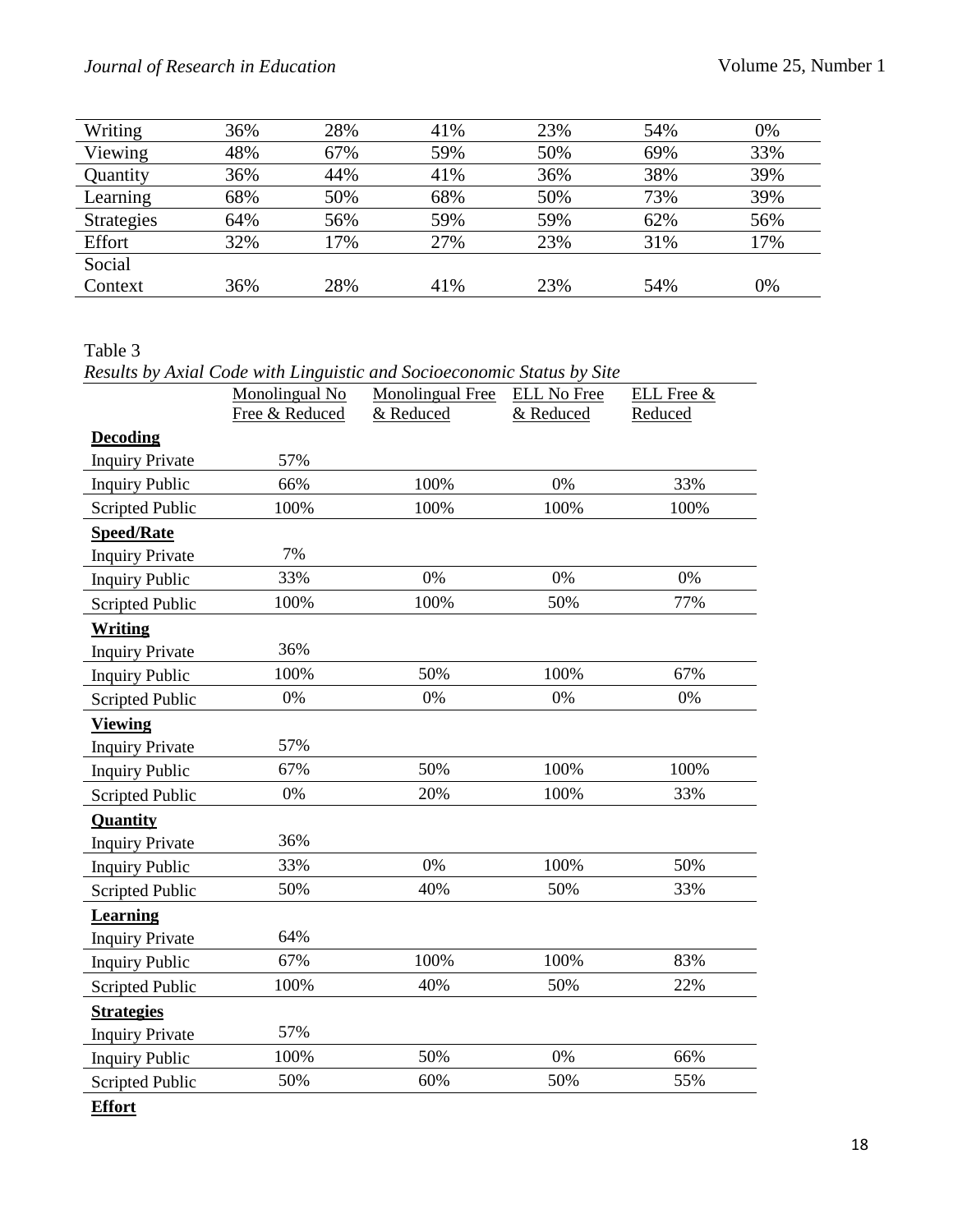| | | | | | | |
|---|---|---|---|---|---|---|
| Writing | 36% | 28% | 41% | 23% | 54% | 0% |
| Viewing | 48% | 67% | 59% | 50% | 69% | 33% |
| Quantity | 36% | 44% | 41% | 36% | 38% | 39% |
| Learning | 68% | 50% | 68% | 50% | 73% | 39% |
| Strategies | 64% | 56% | 59% | 59% | 62% | 56% |
| Effort | 32% | 17% | 27% | 23% | 31% | 17% |
| Social Context | 36% | 28% | 41% | 23% | 54% | 0% |

Table 3

*Results by Axial Code with Linguistic and Socioeconomic Status by Site*

| | Monolingual No Free & Reduced | Monolingual Free & Reduced | ELL No Free & Reduced | ELL Free & Reduced |
|---|---|---|---|---|
| **Decoding** | | | | |
| Inquiry Private | 57% | | | |
| Inquiry Public | 66% | 100% | 0% | 33% |
| Scripted Public | 100% | 100% | 100% | 100% |
| **Speed/Rate** | | | | |
| Inquiry Private | 7% | | | |
| Inquiry Public | 33% | 0% | 0% | 0% |
| Scripted Public | 100% | 100% | 50% | 77% |
| **Writing** | | | | |
| Inquiry Private | 36% | | | |
| Inquiry Public | 100% | 50% | 100% | 67% |
| Scripted Public | 0% | 0% | 0% | 0% |
| **Viewing** | | | | |
| Inquiry Private | 57% | | | |
| Inquiry Public | 67% | 50% | 100% | 100% |
| Scripted Public | 0% | 20% | 100% | 33% |
| **Quantity** | | | | |
| Inquiry Private | 36% | | | |
| Inquiry Public | 33% | 0% | 100% | 50% |
| Scripted Public | 50% | 40% | 50% | 33% |
| **Learning** | | | | |
| Inquiry Private | 64% | | | |
| Inquiry Public | 67% | 100% | 100% | 83% |
| Scripted Public | 100% | 40% | 50% | 22% |
| **Strategies** | | | | |
| Inquiry Private | 57% | | | |
| Inquiry Public | 100% | 50% | 0% | 66% |
| Scripted Public | 50% | 60% | 50% | 55% |
| **Effort** | | | | |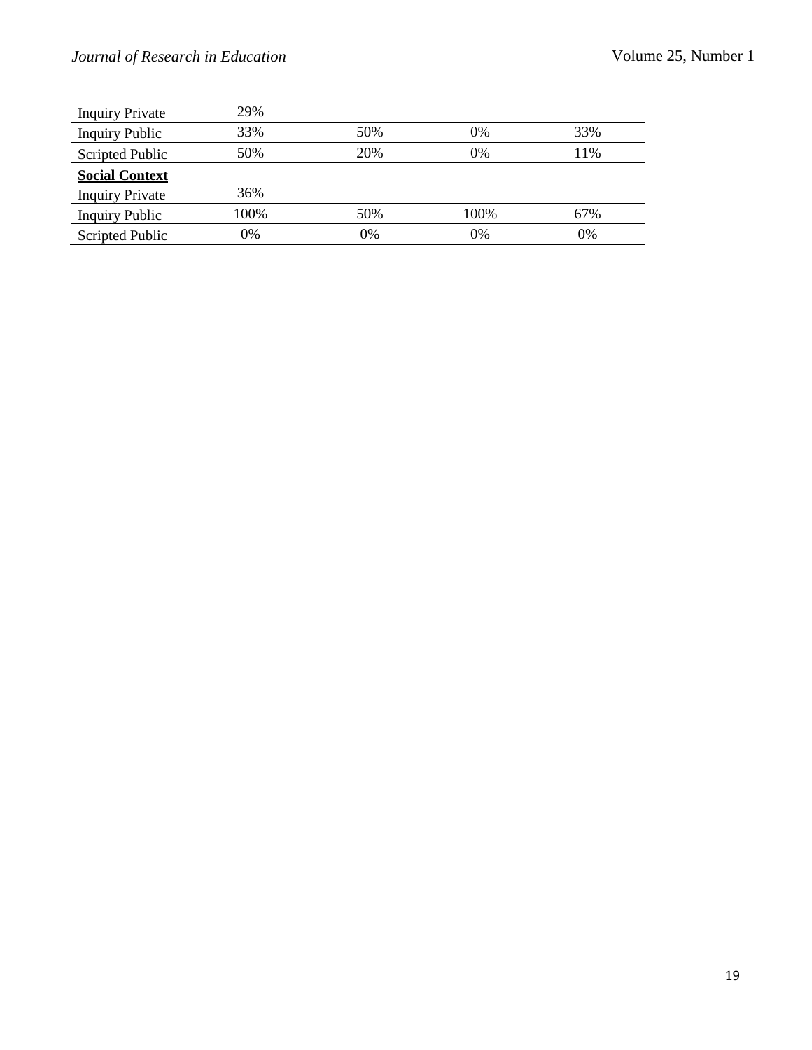| | | | | |
|---|---|---|---|---|
| Inquiry Private | 29% | | | |
| Inquiry Public | 33% | 50% | 0% | 33% |
| Scripted Public | 50% | 20% | 0% | 11% |
| **Social Context** | | | | |
| Inquiry Private | 36% | | | |
| Inquiry Public | 100% | 50% | 100% | 67% |
| Scripted Public | 0% | 0% | 0% | 0% |